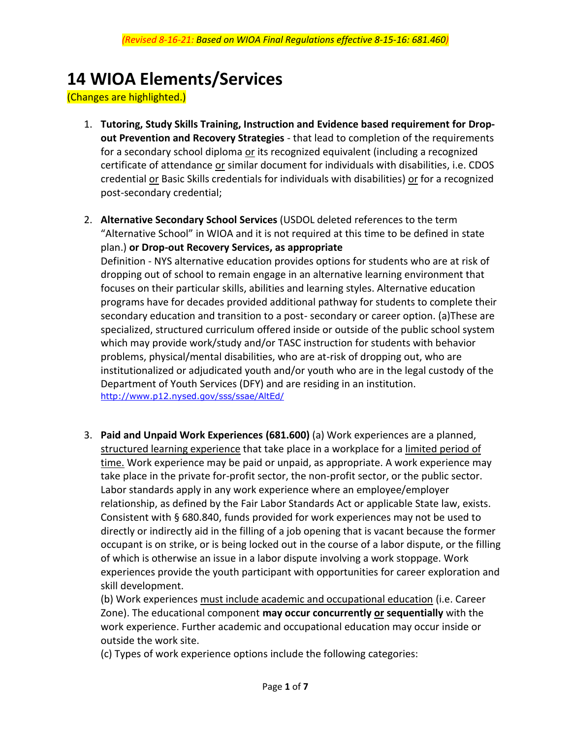*(Revised 8-16-21: Based on WIOA Final Regulations effective 8-15-16: 681.460)*

# 14 WIOA Elements/Services

(Changes are highlighted.)

1. **Tutoring, Study Skills Training, Instruction and Evidence based requirement for Drop-out Prevention and Recovery Strategies** - that lead to completion of the requirements for a secondary school diploma or its recognized equivalent (including a recognized certificate of attendance or similar document for individuals with disabilities, i.e. CDOS credential or Basic Skills credentials for individuals with disabilities) or for a recognized post-secondary credential;

2. **Alternative Secondary School Services** (USDOL deleted references to the term "Alternative School" in WIOA and it is not required at this time to be defined in state plan.) **or Drop-out Recovery Services, as appropriate**
Definition - NYS alternative education provides options for students who are at risk of dropping out of school to remain engage in an alternative learning environment that focuses on their particular skills, abilities and learning styles. Alternative education programs have for decades provided additional pathway for students to complete their secondary education and transition to a post- secondary or career option. (a)These are specialized, structured curriculum offered inside or outside of the public school system which may provide work/study and/or TASC instruction for students with behavior problems, physical/mental disabilities, who are at-risk of dropping out, who are institutionalized or adjudicated youth and/or youth who are in the legal custody of the Department of Youth Services (DFY) and are residing in an institution.
http://www.p12.nysed.gov/sss/ssae/AltEd/

3. **Paid and Unpaid Work Experiences (681.600)** (a) Work experiences are a planned, structured learning experience that take place in a workplace for a limited period of time. Work experience may be paid or unpaid, as appropriate. A work experience may take place in the private for-profit sector, the non-profit sector, or the public sector. Labor standards apply in any work experience where an employee/employer relationship, as defined by the Fair Labor Standards Act or applicable State law, exists. Consistent with § 680.840, funds provided for work experiences may not be used to directly or indirectly aid in the filling of a job opening that is vacant because the former occupant is on strike, or is being locked out in the course of a labor dispute, or the filling of which is otherwise an issue in a labor dispute involving a work stoppage. Work experiences provide the youth participant with opportunities for career exploration and skill development.
(b) Work experiences must include academic and occupational education (i.e. Career Zone). The educational component **may occur concurrently or sequentially** with the work experience. Further academic and occupational education may occur inside or outside the work site.
(c) Types of work experience options include the following categories: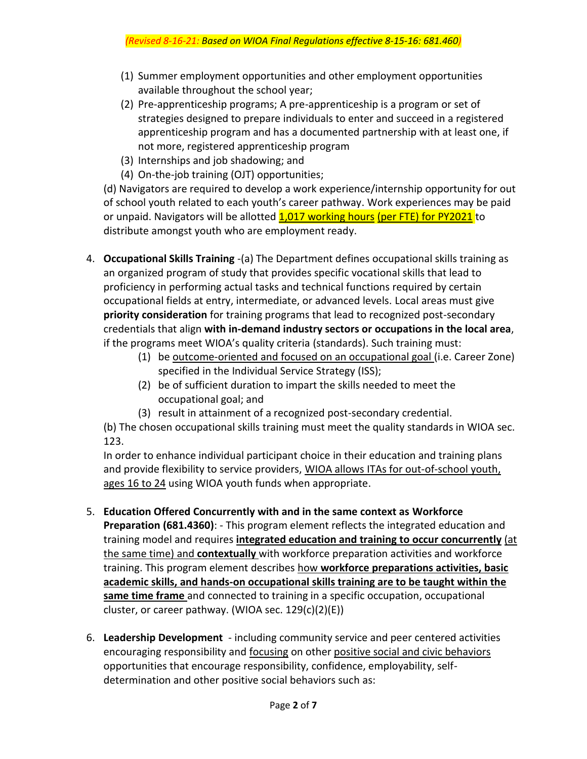*(Revised 8-16-21: Based on WIOA Final Regulations effective 8-15-16: 681.460)*

(1) Summer employment opportunities and other employment opportunities available throughout the school year;
(2) Pre-apprenticeship programs; A pre-apprenticeship is a program or set of strategies designed to prepare individuals to enter and succeed in a registered apprenticeship program and has a documented partnership with at least one, if not more, registered apprenticeship program
(3) Internships and job shadowing; and
(4) On-the-job training (OJT) opportunities;

(d) Navigators are required to develop a work experience/internship opportunity for out of school youth related to each youth's career pathway. Work experiences may be paid or unpaid. Navigators will be allotted 1,017 working hours (per FTE) for PY2021 to distribute amongst youth who are employment ready.

4. **Occupational Skills Training** -(a) The Department defines occupational skills training as an organized program of study that provides specific vocational skills that lead to proficiency in performing actual tasks and technical functions required by certain occupational fields at entry, intermediate, or advanced levels. Local areas must give **priority consideration** for training programs that lead to recognized post-secondary credentials that align **with in-demand industry sectors or occupations in the local area**, if the programs meet WIOA's quality criteria (standards). Such training must:
   (1) be outcome-oriented and focused on an occupational goal (i.e. Career Zone) specified in the Individual Service Strategy (ISS);
   (2) be of sufficient duration to impart the skills needed to meet the occupational goal; and
   (3) result in attainment of a recognized post-secondary credential.

   (b) The chosen occupational skills training must meet the quality standards in WIOA sec. 123.

   In order to enhance individual participant choice in their education and training plans and provide flexibility to service providers, WIOA allows ITAs for out-of-school youth, ages 16 to 24 using WIOA youth funds when appropriate.

5. **Education Offered Concurrently with and in the same context as Workforce Preparation (681.4360)**: - This program element reflects the integrated education and training model and requires **integrated education and training to occur concurrently** (at the same time) and **contextually** with workforce preparation activities and workforce training. This program element describes how **workforce preparations activities, basic academic skills, and hands-on occupational skills training are to be taught within the same time frame** and connected to training in a specific occupation, occupational cluster, or career pathway. (WIOA sec. 129(c)(2)(E))

6. **Leadership Development** - including community service and peer centered activities encouraging responsibility and focusing on other positive social and civic behaviors opportunities that encourage responsibility, confidence, employability, self-determination and other positive social behaviors such as: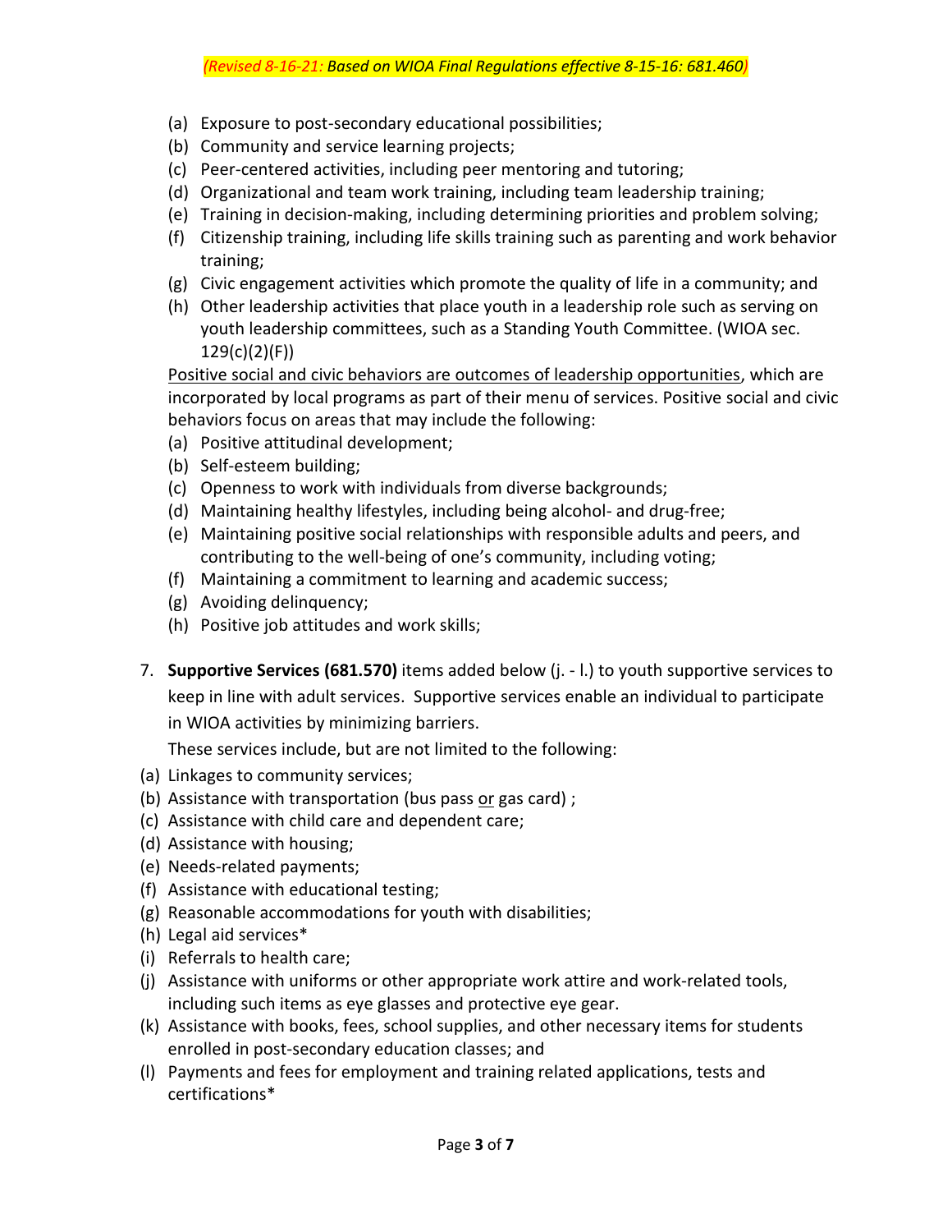*(Revised 8-16-21: Based on WIOA Final Regulations effective 8-15-16: 681.460)*

(a) Exposure to post-secondary educational possibilities;
(b) Community and service learning projects;
(c) Peer-centered activities, including peer mentoring and tutoring;
(d) Organizational and team work training, including team leadership training;
(e) Training in decision-making, including determining priorities and problem solving;
(f) Citizenship training, including life skills training such as parenting and work behavior training;
(g) Civic engagement activities which promote the quality of life in a community; and
(h) Other leadership activities that place youth in a leadership role such as serving on youth leadership committees, such as a Standing Youth Committee. (WIOA sec. 129(c)(2)(F))

<u>Positive social and civic behaviors are outcomes of leadership opportunities</u>, which are incorporated by local programs as part of their menu of services. Positive social and civic behaviors focus on areas that may include the following:

(a) Positive attitudinal development;
(b) Self-esteem building;
(c) Openness to work with individuals from diverse backgrounds;
(d) Maintaining healthy lifestyles, including being alcohol- and drug-free;
(e) Maintaining positive social relationships with responsible adults and peers, and contributing to the well-being of one's community, including voting;
(f) Maintaining a commitment to learning and academic success;
(g) Avoiding delinquency;
(h) Positive job attitudes and work skills;

7. **Supportive Services (681.570)** items added below (j. - l.) to youth supportive services to keep in line with adult services. Supportive services enable an individual to participate in WIOA activities by minimizing barriers.

   These services include, but are not limited to the following:

(a) Linkages to community services;
(b) Assistance with transportation (bus pass <u>or</u> gas card) ;
(c) Assistance with child care and dependent care;
(d) Assistance with housing;
(e) Needs-related payments;
(f) Assistance with educational testing;
(g) Reasonable accommodations for youth with disabilities;
(h) Legal aid services*
(i) Referrals to health care;
(j) Assistance with uniforms or other appropriate work attire and work-related tools, including such items as eye glasses and protective eye gear.
(k) Assistance with books, fees, school supplies, and other necessary items for students enrolled in post-secondary education classes; and
(l) Payments and fees for employment and training related applications, tests and certifications*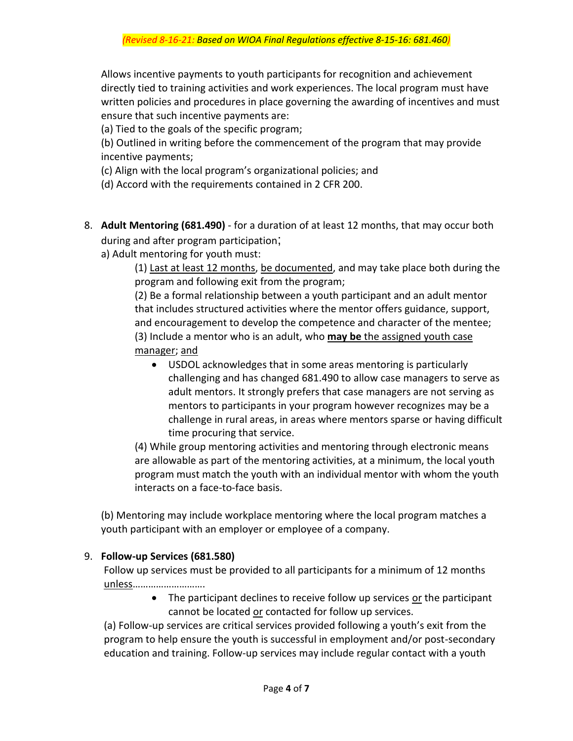*(Revised 8-16-21: Based on WIOA Final Regulations effective 8-15-16: 681.460)*

Allows incentive payments to youth participants for recognition and achievement directly tied to training activities and work experiences. The local program must have written policies and procedures in place governing the awarding of incentives and must ensure that such incentive payments are:

(a) Tied to the goals of the specific program;

(b) Outlined in writing before the commencement of the program that may provide incentive payments;

(c) Align with the local program's organizational policies; and

(d) Accord with the requirements contained in 2 CFR 200.

8. **Adult Mentoring (681.490)** - for a duration of at least 12 months, that may occur both during and after program participation;

   a) Adult mentoring for youth must:

      (1) Last at least 12 months, be documented, and may take place both during the program and following exit from the program;

      (2) Be a formal relationship between a youth participant and an adult mentor that includes structured activities where the mentor offers guidance, support, and encouragement to develop the competence and character of the mentee;

      (3) Include a mentor who is an adult, who **may be** the assigned youth case manager; and

      - USDOL acknowledges that in some areas mentoring is particularly challenging and has changed 681.490 to allow case managers to serve as adult mentors. It strongly prefers that case managers are not serving as mentors to participants in your program however recognizes may be a challenge in rural areas, in areas where mentors sparse or having difficult time procuring that service.

      (4) While group mentoring activities and mentoring through electronic means are allowable as part of the mentoring activities, at a minimum, the local youth program must match the youth with an individual mentor with whom the youth interacts on a face-to-face basis.

   (b) Mentoring may include workplace mentoring where the local program matches a youth participant with an employer or employee of a company.

9. **Follow-up Services (681.580)**

   Follow up services must be provided to all participants for a minimum of 12 months unless……………………….

   - The participant declines to receive follow up services or the participant cannot be located or contacted for follow up services.

   (a) Follow-up services are critical services provided following a youth's exit from the program to help ensure the youth is successful in employment and/or post-secondary education and training. Follow-up services may include regular contact with a youth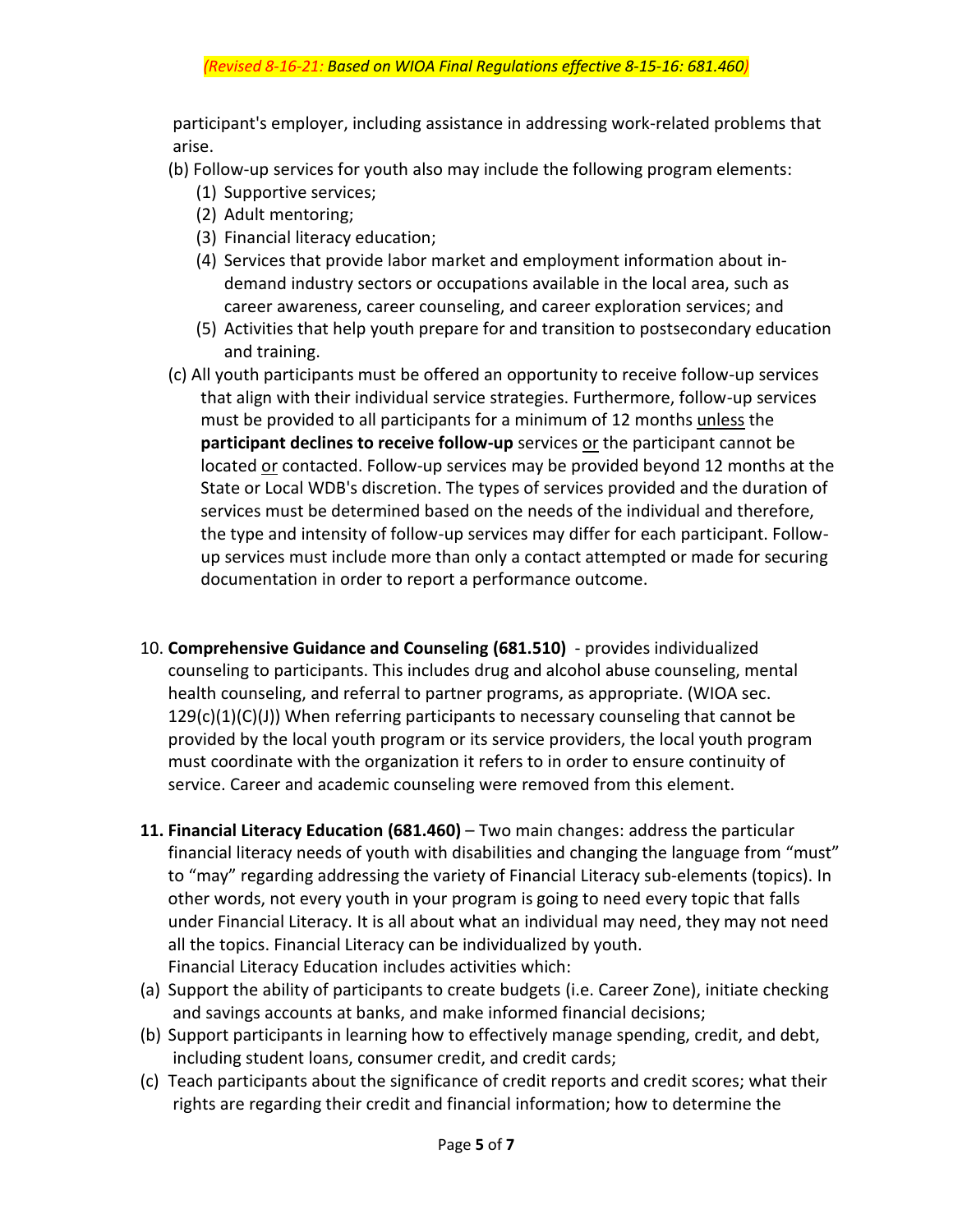participant's employer, including assistance in addressing work-related problems that arise.

(b) Follow-up services for youth also may include the following program elements:

(1) Supportive services;
(2) Adult mentoring;
(3) Financial literacy education;
(4) Services that provide labor market and employment information about in-demand industry sectors or occupations available in the local area, such as career awareness, career counseling, and career exploration services; and
(5) Activities that help youth prepare for and transition to postsecondary education and training.

(c) All youth participants must be offered an opportunity to receive follow-up services that align with their individual service strategies. Furthermore, follow-up services must be provided to all participants for a minimum of 12 months unless the **participant declines to receive follow-up** services or the participant cannot be located or contacted. Follow-up services may be provided beyond 12 months at the State or Local WDB's discretion. The types of services provided and the duration of services must be determined based on the needs of the individual and therefore, the type and intensity of follow-up services may differ for each participant. Follow-up services must include more than only a contact attempted or made for securing documentation in order to report a performance outcome.

10. **Comprehensive Guidance and Counseling (681.510)** - provides individualized counseling to participants. This includes drug and alcohol abuse counseling, mental health counseling, and referral to partner programs, as appropriate. (WIOA sec. 129(c)(1)(C)(J)) When referring participants to necessary counseling that cannot be provided by the local youth program or its service providers, the local youth program must coordinate with the organization it refers to in order to ensure continuity of service. Career and academic counseling were removed from this element.

11. **Financial Literacy Education (681.460)** – Two main changes: address the particular financial literacy needs of youth with disabilities and changing the language from "must" to "may" regarding addressing the variety of Financial Literacy sub-elements (topics). In other words, not every youth in your program is going to need every topic that falls under Financial Literacy. It is all about what an individual may need, they may not need all the topics. Financial Literacy can be individualized by youth.
Financial Literacy Education includes activities which:

(a) Support the ability of participants to create budgets (i.e. Career Zone), initiate checking and savings accounts at banks, and make informed financial decisions;
(b) Support participants in learning how to effectively manage spending, credit, and debt, including student loans, consumer credit, and credit cards;
(c) Teach participants about the significance of credit reports and credit scores; what their rights are regarding their credit and financial information; how to determine the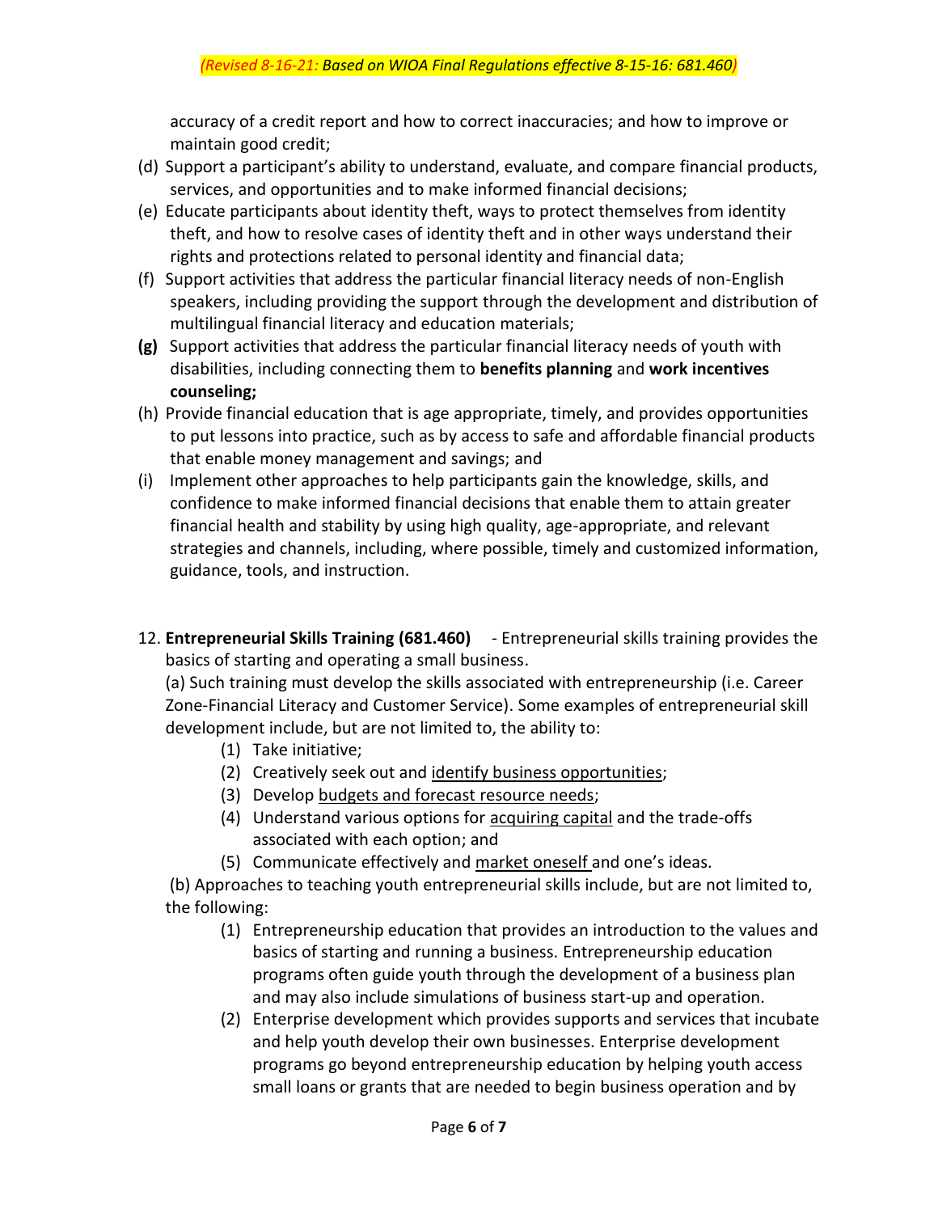accuracy of a credit report and how to correct inaccuracies; and how to improve or maintain good credit;

(d) Support a participant's ability to understand, evaluate, and compare financial products, services, and opportunities and to make informed financial decisions;

(e) Educate participants about identity theft, ways to protect themselves from identity theft, and how to resolve cases of identity theft and in other ways understand their rights and protections related to personal identity and financial data;

(f) Support activities that address the particular financial literacy needs of non-English speakers, including providing the support through the development and distribution of multilingual financial literacy and education materials;

**(g)** Support activities that address the particular financial literacy needs of youth with disabilities, including connecting them to **benefits planning** and **work incentives counseling;**

(h) Provide financial education that is age appropriate, timely, and provides opportunities to put lessons into practice, such as by access to safe and affordable financial products that enable money management and savings; and

(i) Implement other approaches to help participants gain the knowledge, skills, and confidence to make informed financial decisions that enable them to attain greater financial health and stability by using high quality, age-appropriate, and relevant strategies and channels, including, where possible, timely and customized information, guidance, tools, and instruction.

12. **Entrepreneurial Skills Training (681.460)** - Entrepreneurial skills training provides the basics of starting and operating a small business.

(a) Such training must develop the skills associated with entrepreneurship (i.e. Career Zone-Financial Literacy and Customer Service). Some examples of entrepreneurial skill development include, but are not limited to, the ability to:

   (1) Take initiative;
   (2) Creatively seek out and identify business opportunities;
   (3) Develop budgets and forecast resource needs;
   (4) Understand various options for acquiring capital and the trade-offs associated with each option; and
   (5) Communicate effectively and market oneself and one's ideas.

(b) Approaches to teaching youth entrepreneurial skills include, but are not limited to, the following:

   (1) Entrepreneurship education that provides an introduction to the values and basics of starting and running a business. Entrepreneurship education programs often guide youth through the development of a business plan and may also include simulations of business start-up and operation.
   (2) Enterprise development which provides supports and services that incubate and help youth develop their own businesses. Enterprise development programs go beyond entrepreneurship education by helping youth access small loans or grants that are needed to begin business operation and by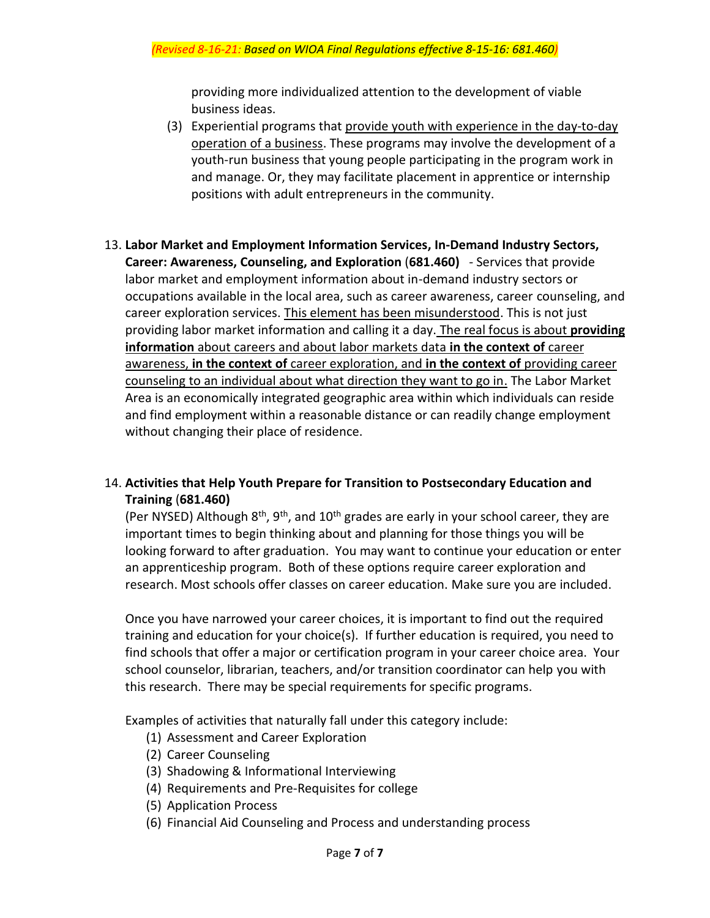*(Revised 8-16-21: Based on WIOA Final Regulations effective 8-15-16: 681.460)*

providing more individualized attention to the development of viable business ideas.

(3) Experiential programs that provide youth with experience in the day-to-day operation of a business. These programs may involve the development of a youth-run business that young people participating in the program work in and manage. Or, they may facilitate placement in apprentice or internship positions with adult entrepreneurs in the community.

13. **Labor Market and Employment Information Services, In-Demand Industry Sectors, Career: Awareness, Counseling, and Exploration (681.460)** - Services that provide labor market and employment information about in-demand industry sectors or occupations available in the local area, such as career awareness, career counseling, and career exploration services. This element has been misunderstood. This is not just providing labor market information and calling it a day. The real focus is about **providing information** about careers and about labor markets data **in the context of** career awareness, **in the context of** career exploration, and **in the context of** providing career counseling to an individual about what direction they want to go in. The Labor Market Area is an economically integrated geographic area within which individuals can reside and find employment within a reasonable distance or can readily change employment without changing their place of residence.

14. **Activities that Help Youth Prepare for Transition to Postsecondary Education and Training (681.460)**

    (Per NYSED) Although 8th, 9th, and 10th grades are early in your school career, they are important times to begin thinking about and planning for those things you will be looking forward to after graduation. You may want to continue your education or enter an apprenticeship program. Both of these options require career exploration and research. Most schools offer classes on career education. Make sure you are included.

    Once you have narrowed your career choices, it is important to find out the required training and education for your choice(s). If further education is required, you need to find schools that offer a major or certification program in your career choice area. Your school counselor, librarian, teachers, and/or transition coordinator can help you with this research. There may be special requirements for specific programs.

    Examples of activities that naturally fall under this category include:

    (1) Assessment and Career Exploration
    (2) Career Counseling
    (3) Shadowing & Informational Interviewing
    (4) Requirements and Pre-Requisites for college
    (5) Application Process
    (6) Financial Aid Counseling and Process and understanding process